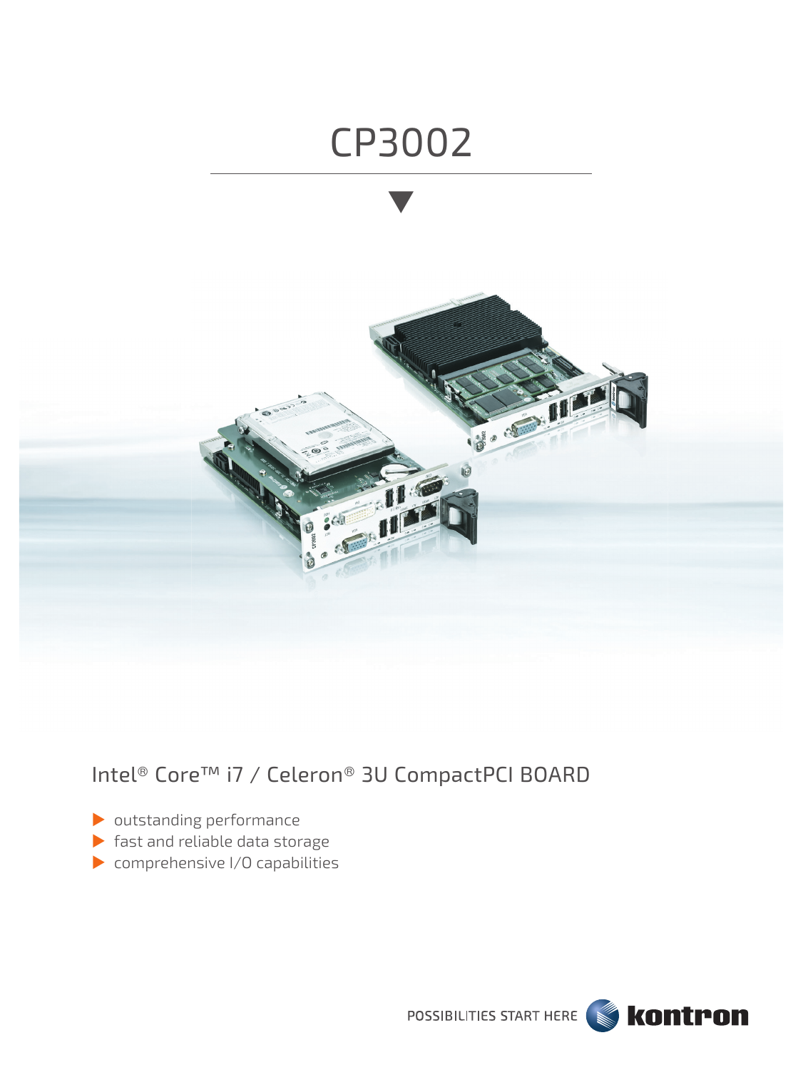# CP3002

## Intel® Core™ i7 / Celeron® 3U CompactPCI BOARD

- outstanding performance
- fast and reliable data storage
- comprehensive I/O capabilities

POSSIBILITIES START HERE kontron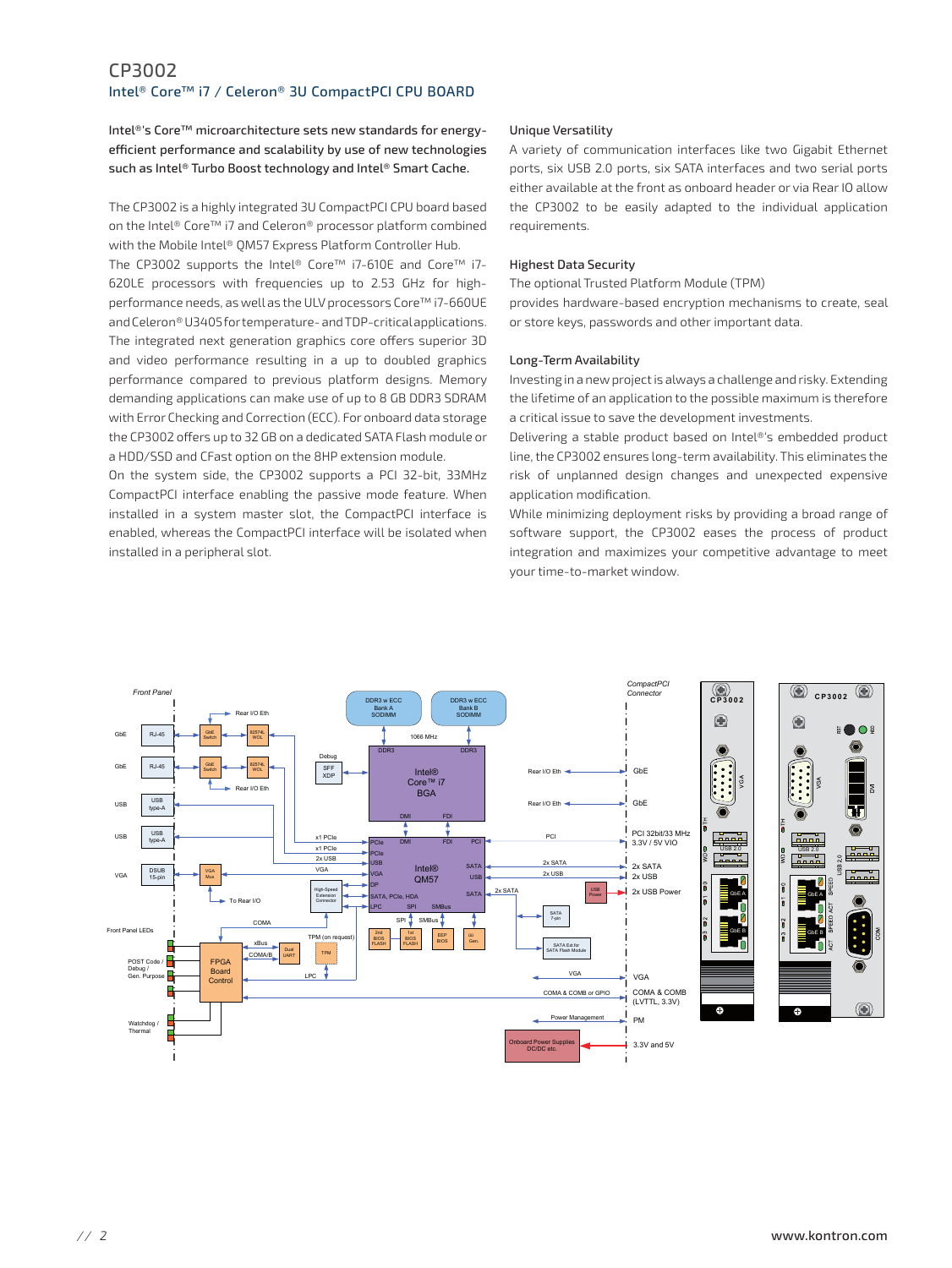# CP3002

## Intel® Core™ i7 / Celeron® 3U CompactPCI CPU BOARD

Intel®'s Core™ microarchitecture sets new standards for energy-efficient performance and scalability by use of new technologies such as Intel® Turbo Boost technology and Intel® Smart Cache.

The CP3002 is a highly integrated 3U CompactPCI CPU board based on the Intel® Core™ i7 and Celeron® processor platform combined with the Mobile Intel® QM57 Express Platform Controller Hub. The CP3002 supports the Intel® Core™ i7-610E and Core™ i7-620LE processors with frequencies up to 2.53 GHz for high-performance needs, as well as the ULV processors Core™ i7-660UE and Celeron® U3405 for temperature- and TDP-critical applications. The integrated next generation graphics core offers superior 3D and video performance resulting in a up to doubled graphics performance compared to previous platform designs. Memory demanding applications can make use of up to 8 GB DDR3 SDRAM with Error Checking and Correction (ECC). For onboard data storage the CP3002 offers up to 32 GB on a dedicated SATA Flash module or a HDD/SSD and CFast option on the 8HP extension module.
On the system side, the CP3002 supports a PCI 32-bit, 33MHz CompactPCI interface enabling the passive mode feature. When installed in a system master slot, the CompactPCI interface is enabled, whereas the CompactPCI interface will be isolated when installed in a peripheral slot.

### Unique Versatility

A variety of communication interfaces like two Gigabit Ethernet ports, six USB 2.0 ports, six SATA interfaces and two serial ports either available at the front as onboard header or via Rear IO allow the CP3002 to be easily adapted to the individual application requirements.

### Highest Data Security

The optional Trusted Platform Module (TPM)
provides hardware-based encryption mechanisms to create, seal or store keys, passwords and other important data.

### Long-Term Availability

Investing in a new project is always a challenge and risky. Extending the lifetime of an application to the possible maximum is therefore a critical issue to save the development investments.
Delivering a stable product based on Intel®'s embedded product line, the CP3002 ensures long-term availability. This eliminates the risk of unplanned design changes and unexpected expensive application modification.
While minimizing deployment risks by providing a broad range of software support, the CP3002 eases the process of product integration and maximizes your competitive advantage to meet your time-to-market window.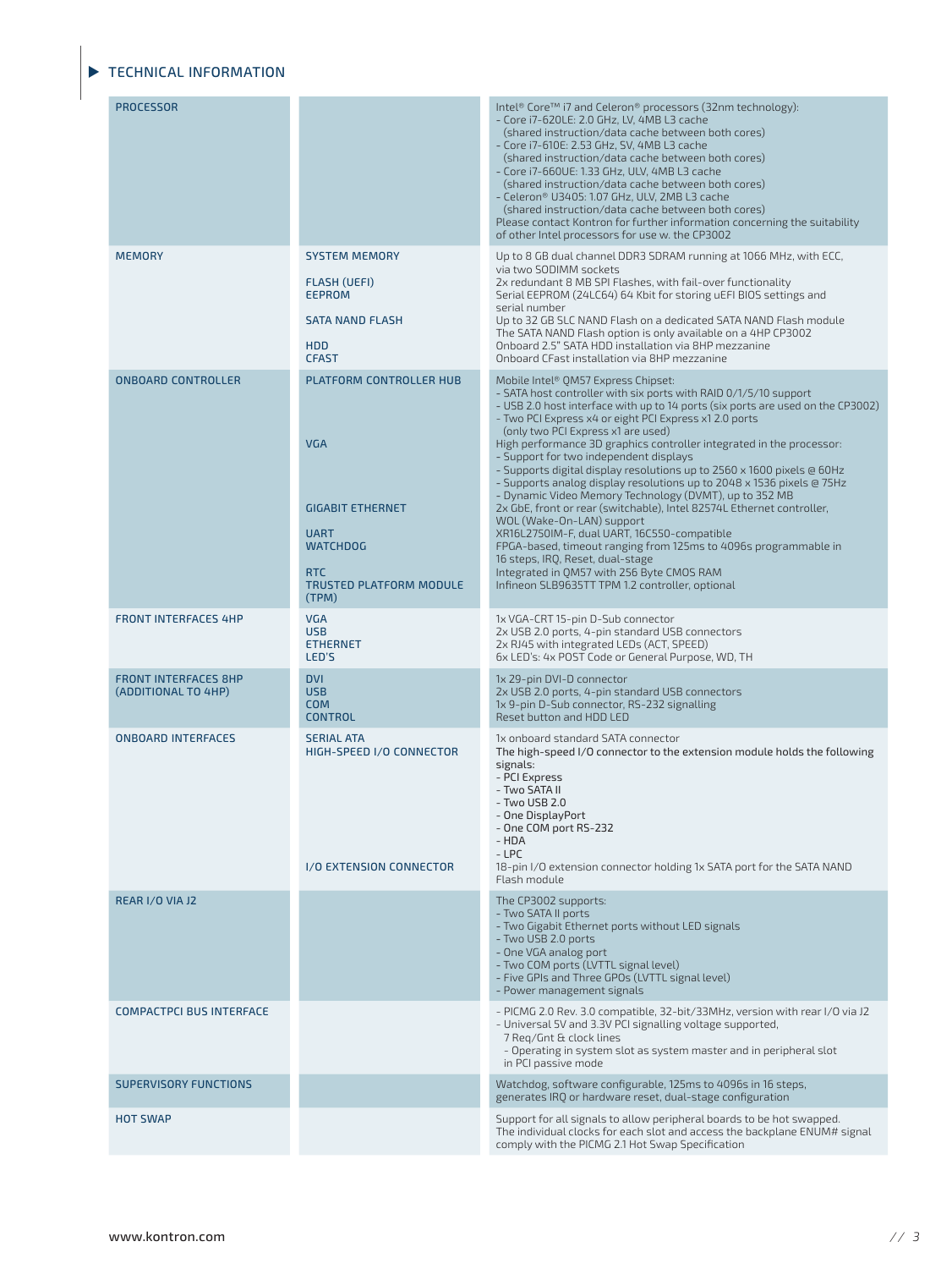## TECHNICAL INFORMATION

| | | |
|---|---|---|
| PROCESSOR | | Intel® Core™ i7 and Celeron® processors (32nm technology):<br>- Core i7-620LE: 2.0 GHz, LV, 4MB L3 cache (shared instruction/data cache between both cores)<br>- Core i7-610E: 2.53 GHz, SV, 4MB L3 cache (shared instruction/data cache between both cores)<br>- Core i7-660UE: 1.33 GHz, ULV, 4MB L3 cache (shared instruction/data cache between both cores)<br>- Celeron® U3405: 1.07 GHz, ULV, 2MB L3 cache (shared instruction/data cache between both cores)<br>Please contact Kontron for further information concerning the suitability of other Intel processors for use w. the CP3002 |
| MEMORY | SYSTEM MEMORY | Up to 8 GB dual channel DDR3 SDRAM running at 1066 MHz, with ECC, via two SODIMM sockets |
| | FLASH (UEFI) | 2x redundant 8 MB SPI Flashes, with fail-over functionality |
| | EEPROM | Serial EEPROM (24LC64) 64 Kbit for storing uEFI BIOS settings and serial number |
| | SATA NAND FLASH | Up to 32 GB SLC NAND Flash on a dedicated SATA NAND Flash module<br>The SATA NAND Flash option is only available on a 4HP CP3002 |
| | HDD | Onboard 2.5" SATA HDD installation via 8HP mezzanine |
| | CFAST | Onboard CFast installation via 8HP mezzanine |
| ONBOARD CONTROLLER | PLATFORM CONTROLLER HUB | Mobile Intel® QM57 Express Chipset:<br>- SATA host controller with six ports with RAID 0/1/5/10 support<br>- USB 2.0 host interface with up to 14 ports (six ports are used on the CP3002)<br>- Two PCI Express x4 or eight PCI Express x1 2.0 ports (only two PCI Express x1 are used) |
| | VGA | High performance 3D graphics controller integrated in the processor:<br>- Support for two independent displays<br>- Supports digital display resolutions up to 2560 x 1600 pixels @ 60Hz<br>- Supports analog display resolutions up to 2048 x 1536 pixels @ 75Hz<br>- Dynamic Video Memory Technology (DVMT), up to 352 MB |
| | GIGABIT ETHERNET | 2x GbE, front or rear (switchable), Intel 82574L Ethernet controller, WOL (Wake-On-LAN) support |
| | UART | XR16L2750IM-F, dual UART, 16C550-compatible |
| | WATCHDOG | FPGA-based, timeout ranging from 125ms to 4096s programmable in 16 steps, IRQ, Reset, dual-stage |
| | RTC | Integrated in QM57 with 256 Byte CMOS RAM |
| | TRUSTED PLATFORM MODULE (TPM) | Infineon SLB9635TT TPM 1.2 controller, optional |
| FRONT INTERFACES 4HP | VGA | 1x VGA-CRT 15-pin D-Sub connector |
| | USB | 2x USB 2.0 ports, 4-pin standard USB connectors |
| | ETHERNET | 2x RJ45 with integrated LEDs (ACT, SPEED) |
| | LED'S | 6x LED's: 4x POST Code or General Purpose, WD, TH |
| FRONT INTERFACES 8HP (ADDITIONAL TO 4HP) | DVI | 1x 29-pin DVI-D connector |
| | USB | 2x USB 2.0 ports, 4-pin standard USB connectors |
| | COM | 1x 9-pin D-Sub connector, RS-232 signalling |
| | CONTROL | Reset button and HDD LED |
| ONBOARD INTERFACES | SERIAL ATA | 1x onboard SATA connector |
| | HIGH-SPEED I/O CONNECTOR | The high-speed I/O connector to the extension module holds the following signals:<br>- PCI Express<br>- Two SATA II<br>- Two USB 2.0<br>- One DisplayPort<br>- One COM port RS-232<br>- HDA<br>- LPC |
| | I/O EXTENSION CONNECTOR | 18-pin I/O extension connector holding 1x SATA port for the SATA NAND Flash module |
| REAR I/O VIA J2 | | The CP3002 supports:<br>- Two SATA II ports<br>- Two Gigabit Ethernet ports without LED signals<br>- Two USB 2.0 ports<br>- One VGA analog port<br>- Two COM ports (LVTTL signal level)<br>- Five GPIs and Three GPOs (LVTTL signal level)<br>- Power management signals |
| COMPACTPCI BUS INTERFACE | | - PICMG 2.0 Rev. 3.0 compatible, 32-bit/33MHz, version with rear I/O via J2<br>- Universal 5V and 3.3V PCI signalling voltage supported, 7 Req/Gnt & clock lines<br>- Operating in system slot as system master and in peripheral slot in PCI passive mode |
| SUPERVISORY FUNCTIONS | | Watchdog, software configurable, 125ms to 4096s in 16 steps, generates IRQ or hardware reset, dual-stage configuration |
| HOT SWAP | | Support for all signals to allow peripheral boards to be hot swapped. The individual clocks for each slot and access the backplane ENUM# signal comply with the PICMG 2.1 Hot Swap Specification |

www.kontron.com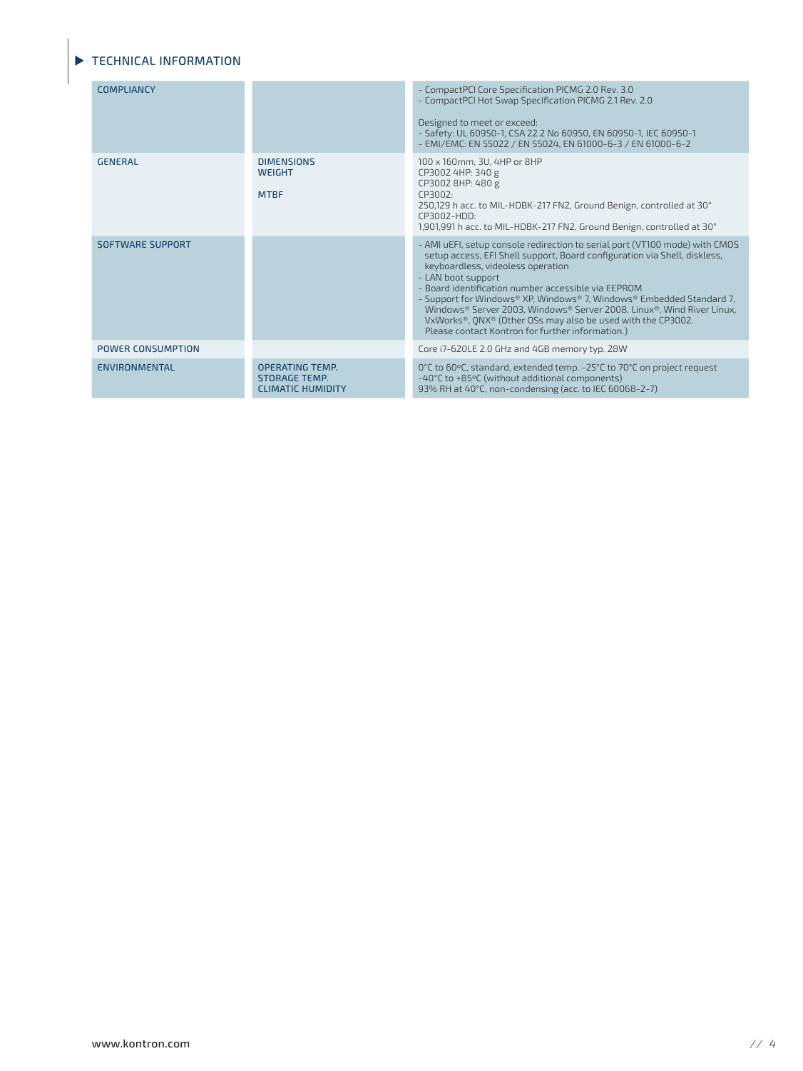## TECHNICAL INFORMATION

| | | |
|---|---|---|
| COMPLIANCY | | - CompactPCI Core Specification PICMG 2.0 Rev. 3.0<br>- CompactPCI Hot Swap Specification PICMG 2.1 Rev. 2.0<br><br>Designed to meet or exceed:<br>- Safety: UL 60950-1, CSA 22.2 No 60950, EN 60950-1, IEC 60950-1<br>- EMI/EMC: EN 55022 / EN 55024, EN 61000-6-3 / EN 61000-6-2 |
| GENERAL | DIMENSIONS<br>WEIGHT<br><br>MTBF | 100 x 160mm, 3U, 4HP or 8HP<br>CP3002 4HP: 340 g<br>CP3002 8HP: 480 g<br>CP3002:<br>250,129 h acc. to MIL-HDBK-217 FN2, Ground Benign, controlled at 30°<br>CP3002-HDD:<br>1,901,991 h acc. to MIL-HDBK-217 FN2, Ground Benign, controlled at 30° |
| SOFTWARE SUPPORT | | - AMI uEFI, setup console redirection to serial port (VT100 mode) with CMOS setup access, EFI Shell support, Board configuration via Shell, diskless, keyboardless, videoless operation<br>- LAN boot support<br>- Board identification number accessible via EEPROM<br>- Support for Windows® XP, Windows® 7, Windows® Embedded Standard 7, Windows® Server 2003, Windows® Server 2008, Linux®, Wind River Linux, VxWorks®, QNX® (Other OSs may also be used with the CP3002. Please contact Kontron for further information.) |
| POWER CONSUMPTION | | Core i7-620LE 2.0 GHz and 4GB memory typ. 28W |
| ENVIRONMENTAL | OPERATING TEMP.<br>STORAGE TEMP.<br>CLIMATIC HUMIDITY | 0°C to 60°C, standard, extended temp. -25°C to 70°C on project request<br>-40°C to +85°C (without additional components)<br>93% RH at 40°C, non-condensing (acc. to IEC 60068-2-7) |

www.kontron.com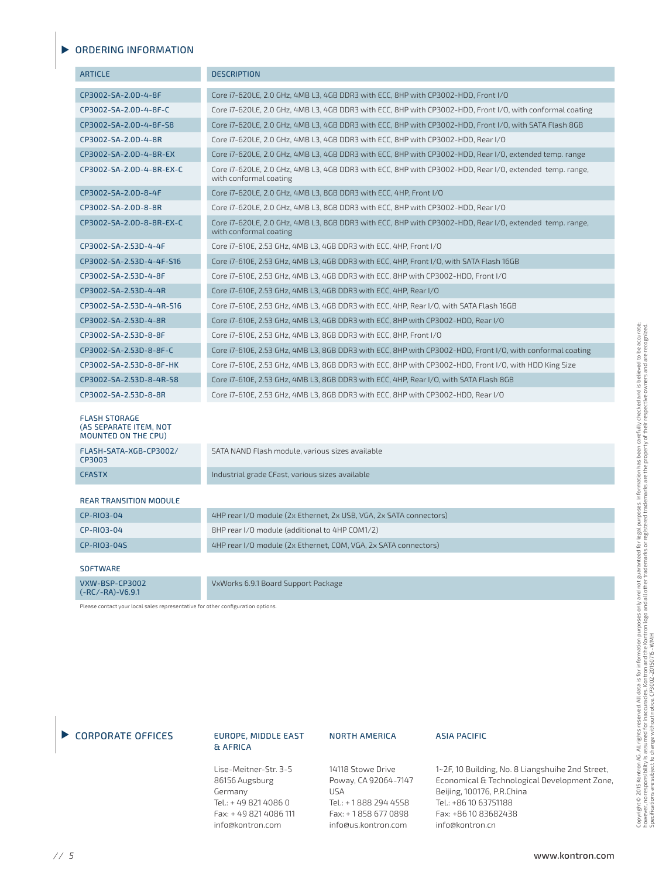## ORDERING INFORMATION

| ARTICLE | DESCRIPTION |
|---|---|
| CP3002-SA-2.0D-4-8F | Core i7-620LE, 2.0 GHz, 4MB L3, 4GB DDR3 with ECC, 8HP with CP3002-HDD, Front I/O |
| CP3002-SA-2.0D-4-8F-C | Core i7-620LE, 2.0 GHz, 4MB L3, 4GB DDR3 with ECC, 8HP with CP3002-HDD, Front I/O, with conformal coating |
| CP3002-SA-2.0D-4-8F-S8 | Core i7-620LE, 2.0 GHz, 4MB L3, 4GB DDR3 with ECC, 8HP with CP3002-HDD, Front I/O, with SATA Flash 8GB |
| CP3002-SA-2.0D-4-8R | Core i7-620LE, 2.0 GHz, 4MB L3, 4GB DDR3 with ECC, 8HP with CP3002-HDD, Rear I/O |
| CP3002-SA-2.0D-4-8R-EX | Core i7-620LE, 2.0 GHz, 4MB L3, 4GB DDR3 with ECC, 8HP with CP3002-HDD, Rear I/O, extended temp. range |
| CP3002-SA-2.0D-4-8R-EX-C | Core i7-620LE, 2.0 GHz, 4MB L3, 4GB DDR3 with ECC, 8HP with CP3002-HDD, Rear I/O, extended temp. range, with conformal coating |
| CP3002-SA-2.0D-8-4F | Core i7-620LE, 2.0 GHz, 4MB L3, 8GB DDR3 with ECC, 4HP, Front I/O |
| CP3002-SA-2.0D-8-8R | Core i7-620LE, 2.0 GHz, 4MB L3, 8GB DDR3 with ECC, 8HP with CP3002-HDD, Rear I/O |
| CP3002-SA-2.0D-8-8R-EX-C | Core i7-620LE, 2.0 GHz, 4MB L3, 8GB DDR3 with ECC, 8HP with CP3002-HDD, Rear I/O, extended temp. range, with conformal coating |
| CP3002-SA-2.53D-4-4F | Core i7-610E, 2.53 GHz, 4MB L3, 4GB DDR3 with ECC, 4HP, Front I/O |
| CP3002-SA-2.53D-4-4F-S16 | Core i7-610E, 2.53 GHz, 4MB L3, 4GB DDR3 with ECC, 4HP, Front I/O, with SATA Flash 16GB |
| CP3002-SA-2.53D-4-8F | Core i7-610E, 2.53 GHz, 4MB L3, 4GB DDR3 with ECC, 8HP with CP3002-HDD, Front I/O |
| CP3002-SA-2.53D-4-4R | Core i7-610E, 2.53 GHz, 4MB L3, 4GB DDR3 with ECC, 4HP, Rear I/O |
| CP3002-SA-2.53D-4-4R-S16 | Core i7-610E, 2.53 GHz, 4MB L3, 4GB DDR3 with ECC, 4HP, Rear I/O, with SATA Flash 16GB |
| CP3002-SA-2.53D-4-8R | Core i7-610E, 2.53 GHz, 4MB L3, 4GB DDR3 with ECC, 8HP with CP3002-HDD, Rear I/O |
| CP3002-SA-2.53D-8-8F | Core i7-610E, 2.53 GHz, 4MB L3, 8GB DDR3 with ECC, 8HP, Front I/O |
| CP3002-SA-2.53D-8-8F-C | Core i7-610E, 2.53 GHz, 4MB L3, 8GB DDR3 with ECC, 8HP with CP3002-HDD, Front I/O, with conformal coating |
| CP3002-SA-2.53D-8-8F-HK | Core i7-610E, 2.53 GHz, 4MB L3, 8GB DDR3 with ECC, 8HP with CP3002-HDD, Front I/O, with HDD King Size |
| CP3002-SA-2.53D-8-4R-S8 | Core i7-610E, 2.53 GHz, 4MB L3, 8GB DDR3 with ECC, 4HP, Rear I/O, with SATA Flash 8GB |
| CP3002-SA-2.53D-8-8R | Core i7-610E, 2.53 GHz, 4MB L3, 8GB DDR3 with ECC, 8HP with CP3002-HDD, Rear I/O |
| **FLASH STORAGE (AS SEPARATE ITEM, NOT MOUNTED ON THE CPU)** | |
| FLASH-SATA-XGB-CP3002/CP3003 | SATA NAND Flash module, various sizes available |
| CFASTX | Industrial grade CFast, various sizes available |
| **REAR TRANSITION MODULE** | |
| CP-RIO3-04 | 4HP rear I/O module (2x Ethernet, 2x USB, VGA, 2x SATA connectors) |
| CP-RIO3-04 | 8HP rear I/O module (additional to 4HP COM1/2) |
| CP-RIO3-04S | 4HP rear I/O module (2x Ethernet, COM, VGA, 2x SATA connectors) |
| **SOFTWARE** | |
| VXW-BSP-CP3002 (-RC/-RA)-V6.9.1 | VxWorks 6.9.1 Board Support Package |

Please contact your local sales representative for other configuration options.

## CORPORATE OFFICES

**EUROPE, MIDDLE EAST & AFRICA**

Lise-Meitner-Str. 3-5
86156 Augsburg
Germany
Tel.: + 49 821 4086 0
Fax: + 49 821 4086 111
info@kontron.com

**NORTH AMERICA**

14118 Stowe Drive
Poway, CA 92064-7147
USA
Tel.: + 1 888 294 4558
Fax: + 1 858 677 0898
info@us.kontron.com

**ASIA PACIFIC**

1~2F, 10 Building, No. 8 Liangshuihe 2nd Street,
Economical & Technological Development Zone,
Beijing, 100176, P.R.China
Tel.: +86 10 63751188
Fax: +86 10 83682438
info@kontron.cn

Copyright © 2015 Kontron AG. All rights reserved. All data is for information purposes only and not guaranteed for legal purposes. Information has been carefully checked and is believed to be accurate; however, no responsibility is assumed for inaccuracies. Kontron and the Kontron logo and all other trademarks or registered trademarks are the property of their respective owners and are recognized. Specifications are subject to change without notice. CP3002-20150715-WMH

www.kontron.com